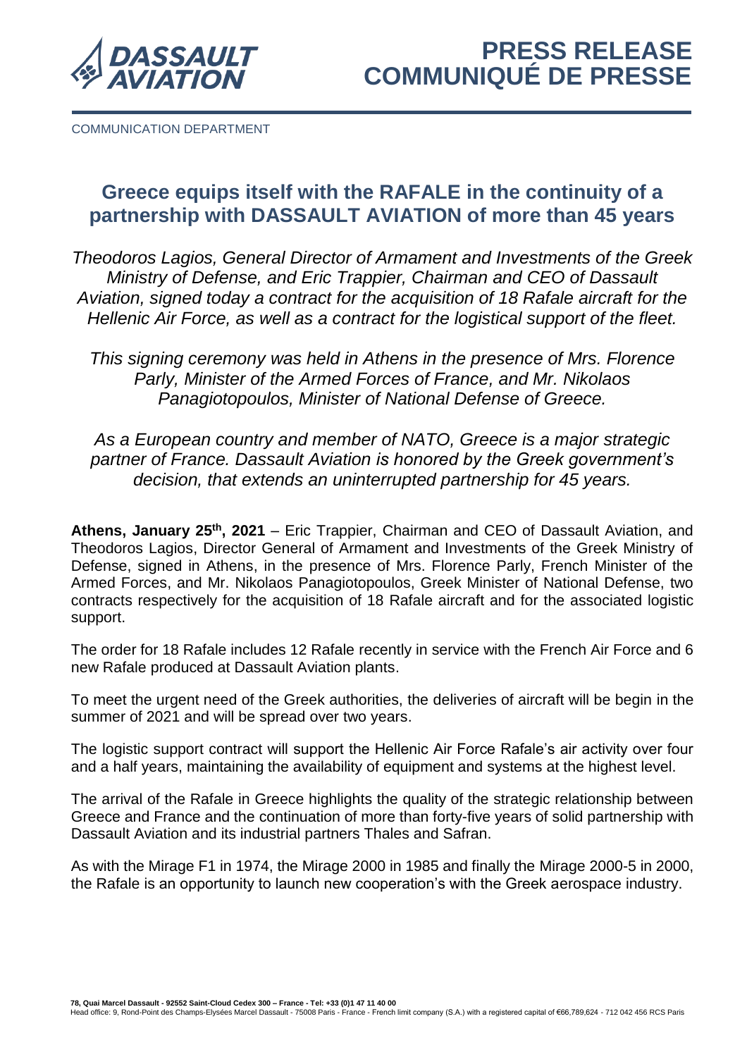# PRESS RELEASE
# COMMUNIQUÉ DE PRESSE

COMMUNICATION DEPARTMENT

## Greece equips itself with the RAFALE in the continuity of a partnership with DASSAULT AVIATION of more than 45 years

*Theodoros Lagios, General Director of Armament and Investments of the Greek Ministry of Defense, and Eric Trappier, Chairman and CEO of Dassault Aviation, signed today a contract for the acquisition of 18 Rafale aircraft for the Hellenic Air Force, as well as a contract for the logistical support of the fleet.*

*This signing ceremony was held in Athens in the presence of Mrs. Florence Parly, Minister of the Armed Forces of France, and Mr. Nikolaos Panagiotopoulos, Minister of National Defense of Greece.*

*As a European country and member of NATO, Greece is a major strategic partner of France. Dassault Aviation is honored by the Greek government's decision, that extends an uninterrupted partnership for 45 years.*

**Athens, January 25th, 2021** – Eric Trappier, Chairman and CEO of Dassault Aviation, and Theodoros Lagios, Director General of Armament and Investments of the Greek Ministry of Defense, signed in Athens, in the presence of Mrs. Florence Parly, French Minister of the Armed Forces, and Mr. Nikolaos Panagiotopoulos, Greek Minister of National Defense, two contracts respectively for the acquisition of 18 Rafale aircraft and for the associated logistic support.

The order for 18 Rafale includes 12 Rafale recently in service with the French Air Force and 6 new Rafale produced at Dassault Aviation plants.

To meet the urgent need of the Greek authorities, the deliveries of aircraft will be begin in the summer of 2021 and will be spread over two years.

The logistic support contract will support the Hellenic Air Force Rafale's air activity over four and a half years, maintaining the availability of equipment and systems at the highest level.

The arrival of the Rafale in Greece highlights the quality of the strategic relationship between Greece and France and the continuation of more than forty-five years of solid partnership with Dassault Aviation and its industrial partners Thales and Safran.

As with the Mirage F1 in 1974, the Mirage 2000 in 1985 and finally the Mirage 2000-5 in 2000, the Rafale is an opportunity to launch new cooperation's with the Greek aerospace industry.

**78, Quai Marcel Dassault - 92552 Saint-Cloud Cedex 300 – France - Tel: +33 (0)1 47 11 40 00**
Head office: 9, Rond-Point des Champs-Elysées Marcel Dassault - 75008 Paris - France - French limit company (S.A.) with a registered capital of €66,789,624 - 712 042 456 RCS Paris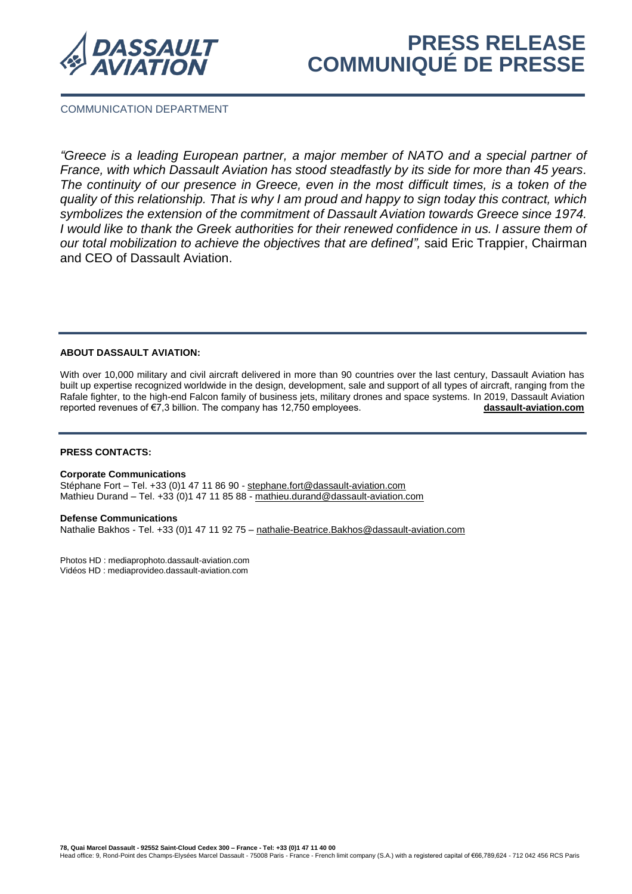*"Greece is a leading European partner, a major member of NATO and a special partner of France, with which Dassault Aviation has stood steadfastly by its side for more than 45 years. The continuity of our presence in Greece, even in the most difficult times, is a token of the quality of this relationship. That is why I am proud and happy to sign today this contract, which symbolizes the extension of the commitment of Dassault Aviation towards Greece since 1974. I would like to thank the Greek authorities for their renewed confidence in us. I assure them of our total mobilization to achieve the objectives that are defined",* said Eric Trappier, Chairman and CEO of Dassault Aviation.

**ABOUT DASSAULT AVIATION:**

With over 10,000 military and civil aircraft delivered in more than 90 countries over the last century, Dassault Aviation has built up expertise recognized worldwide in the design, development, sale and support of all types of aircraft, ranging from the Rafale fighter, to the high-end Falcon family of business jets, military drones and space systems. In 2019, Dassault Aviation reported revenues of €7,3 billion. The company has 12,750 employees. **dassault-aviation.com**

**PRESS CONTACTS:**

**Corporate Communications**
Stéphane Fort – Tel. +33 (0)1 47 11 86 90 - stephane.fort@dassault-aviation.com
Mathieu Durand – Tel. +33 (0)1 47 11 85 88 - mathieu.durand@dassault-aviation.com

**Defense Communications**
Nathalie Bakhos - Tel. +33 (0)1 47 11 92 75 – nathalie-Beatrice.Bakhos@dassault-aviation.com

Photos HD : mediaprophoto.dassault-aviation.com
Vidéos HD : mediaprovideo.dassault-aviation.com